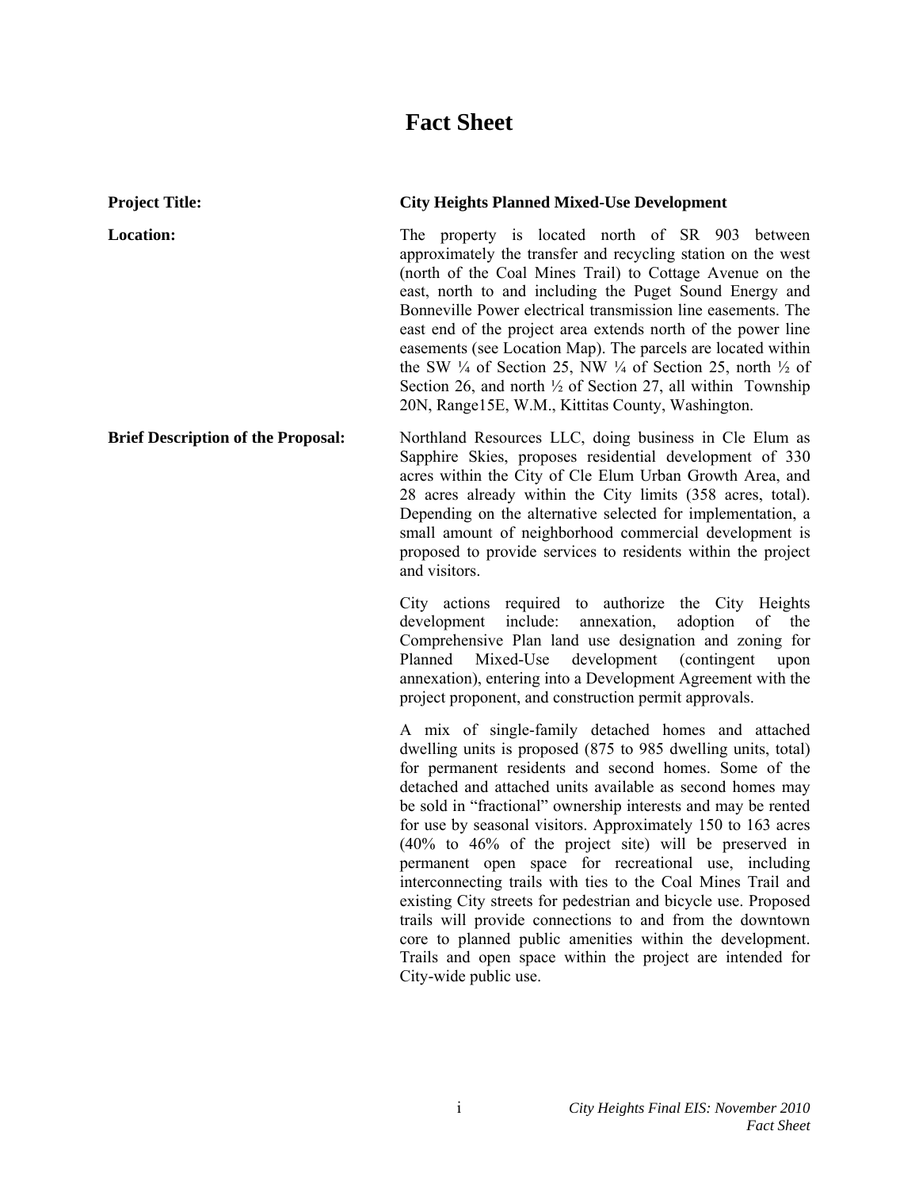# Fact Sheet

**Project Title:** **City Heights Planned Mixed-Use Development**

**Location:** The property is located north of SR 903 between approximately the transfer and recycling station on the west (north of the Coal Mines Trail) to Cottage Avenue on the east, north to and including the Puget Sound Energy and Bonneville Power electrical transmission line easements. The east end of the project area extends north of the power line easements (see Location Map). The parcels are located within the SW ¼ of Section 25, NW ¼ of Section 25, north ½ of Section 26, and north ½ of Section 27, all within Township 20N, Range15E, W.M., Kittitas County, Washington.

**Brief Description of the Proposal:** Northland Resources LLC, doing business in Cle Elum as Sapphire Skies, proposes residential development of 330 acres within the City of Cle Elum Urban Growth Area, and 28 acres already within the City limits (358 acres, total). Depending on the alternative selected for implementation, a small amount of neighborhood commercial development is proposed to provide services to residents within the project and visitors.

City actions required to authorize the City Heights development include: annexation, adoption of the Comprehensive Plan land use designation and zoning for Planned Mixed-Use development (contingent upon annexation), entering into a Development Agreement with the project proponent, and construction permit approvals.

A mix of single-family detached homes and attached dwelling units is proposed (875 to 985 dwelling units, total) for permanent residents and second homes. Some of the detached and attached units available as second homes may be sold in "fractional" ownership interests and may be rented for use by seasonal visitors. Approximately 150 to 163 acres (40% to 46% of the project site) will be preserved in permanent open space for recreational use, including interconnecting trails with ties to the Coal Mines Trail and existing City streets for pedestrian and bicycle use. Proposed trails will provide connections to and from the downtown core to planned public amenities within the development. Trails and open space within the project are intended for City-wide public use.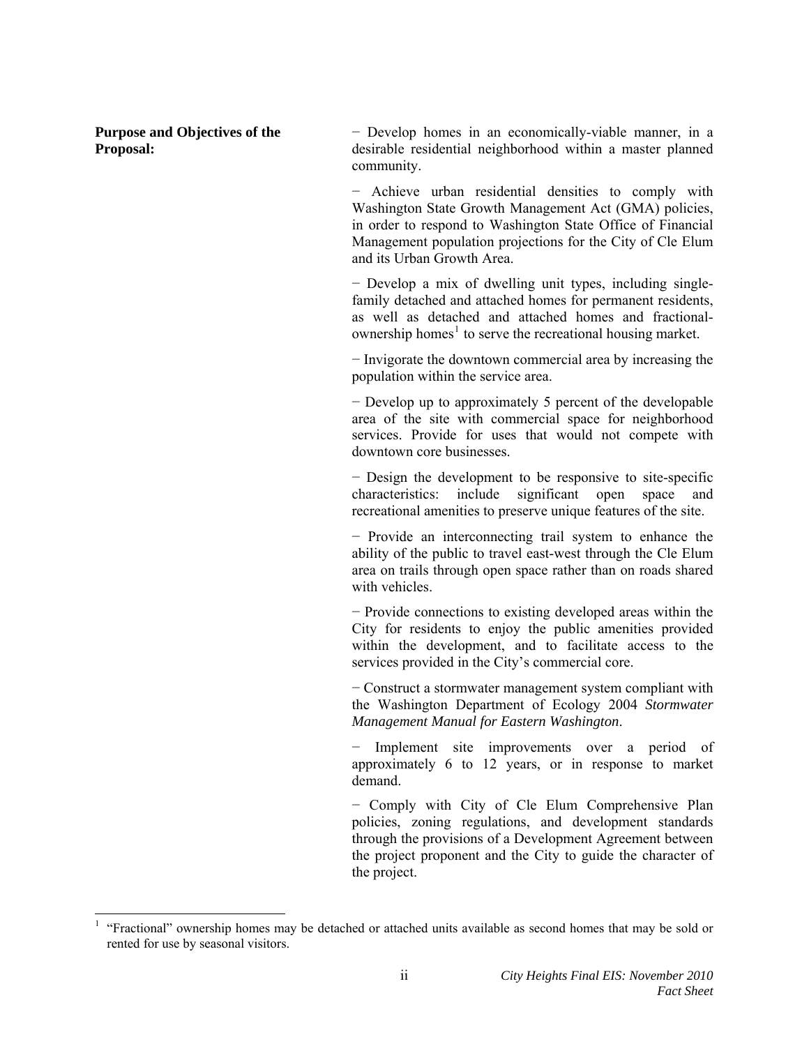**Purpose and Objectives of the Proposal:**

− Develop homes in an economically-viable manner, in a desirable residential neighborhood within a master planned community.

− Achieve urban residential densities to comply with Washington State Growth Management Act (GMA) policies, in order to respond to Washington State Office of Financial Management population projections for the City of Cle Elum and its Urban Growth Area.

− Develop a mix of dwelling unit types, including single-family detached and attached homes for permanent residents, as well as detached and attached homes and fractional-ownership homes[1] to serve the recreational housing market.

− Invigorate the downtown commercial area by increasing the population within the service area.

− Develop up to approximately 5 percent of the developable area of the site with commercial space for neighborhood services. Provide for uses that would not compete with downtown core businesses.

− Design the development to be responsive to site-specific characteristics: include significant open space and recreational amenities to preserve unique features of the site.

− Provide an interconnecting trail system to enhance the ability of the public to travel east-west through the Cle Elum area on trails through open space rather than on roads shared with vehicles.

− Provide connections to existing developed areas within the City for residents to enjoy the public amenities provided within the development, and to facilitate access to the services provided in the City's commercial core.

− Construct a stormwater management system compliant with the Washington Department of Ecology 2004 *Stormwater Management Manual for Eastern Washington*.

− Implement site improvements over a period of approximately 6 to 12 years, or in response to market demand.

− Comply with City of Cle Elum Comprehensive Plan policies, zoning regulations, and development standards through the provisions of a Development Agreement between the project proponent and the City to guide the character of the project.

---

[1] "Fractional" ownership homes may be detached or attached units available as second homes that may be sold or rented for use by seasonal visitors.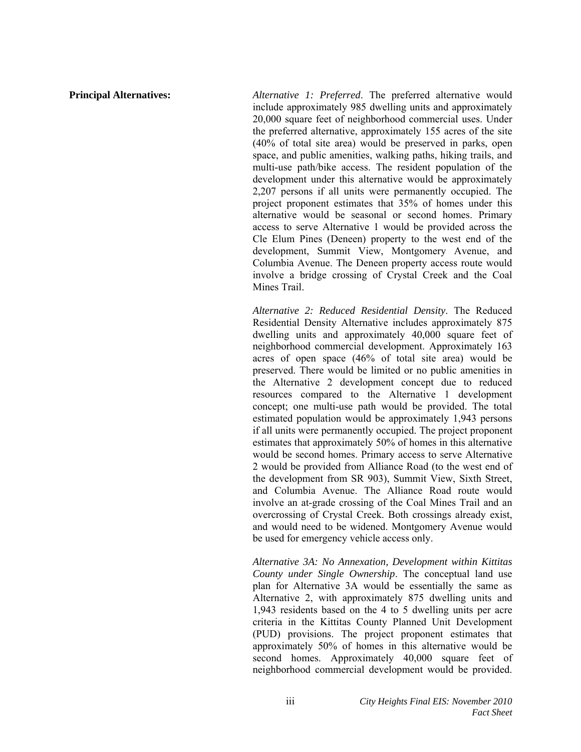**Principal Alternatives:**

*Alternative 1: Preferred*. The preferred alternative would include approximately 985 dwelling units and approximately 20,000 square feet of neighborhood commercial uses. Under the preferred alternative, approximately 155 acres of the site (40% of total site area) would be preserved in parks, open space, and public amenities, walking paths, hiking trails, and multi-use path/bike access. The resident population of the development under this alternative would be approximately 2,207 persons if all units were permanently occupied. The project proponent estimates that 35% of homes under this alternative would be seasonal or second homes. Primary access to serve Alternative 1 would be provided across the Cle Elum Pines (Deneen) property to the west end of the development, Summit View, Montgomery Avenue, and Columbia Avenue. The Deneen property access route would involve a bridge crossing of Crystal Creek and the Coal Mines Trail.

*Alternative 2: Reduced Residential Density*. The Reduced Residential Density Alternative includes approximately 875 dwelling units and approximately 40,000 square feet of neighborhood commercial development. Approximately 163 acres of open space (46% of total site area) would be preserved. There would be limited or no public amenities in the Alternative 2 development concept due to reduced resources compared to the Alternative 1 development concept; one multi-use path would be provided. The total estimated population would be approximately 1,943 persons if all units were permanently occupied. The project proponent estimates that approximately 50% of homes in this alternative would be second homes. Primary access to serve Alternative 2 would be provided from Alliance Road (to the west end of the development from SR 903), Summit View, Sixth Street, and Columbia Avenue. The Alliance Road route would involve an at-grade crossing of the Coal Mines Trail and an overcrossing of Crystal Creek. Both crossings already exist, and would need to be widened. Montgomery Avenue would be used for emergency vehicle access only.

*Alternative 3A: No Annexation, Development within Kittitas County under Single Ownership*. The conceptual land use plan for Alternative 3A would be essentially the same as Alternative 2, with approximately 875 dwelling units and 1,943 residents based on the 4 to 5 dwelling units per acre criteria in the Kittitas County Planned Unit Development (PUD) provisions. The project proponent estimates that approximately 50% of homes in this alternative would be second homes. Approximately 40,000 square feet of neighborhood commercial development would be provided.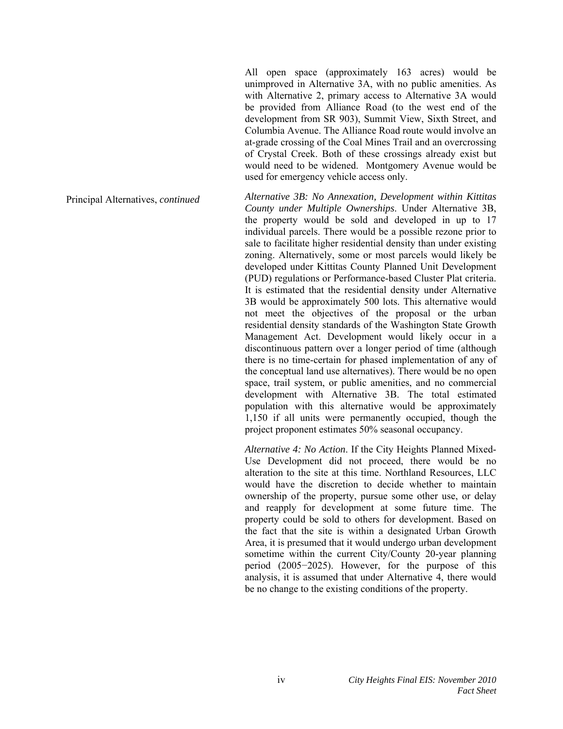All open space (approximately 163 acres) would be unimproved in Alternative 3A, with no public amenities. As with Alternative 2, primary access to Alternative 3A would be provided from Alliance Road (to the west end of the development from SR 903), Summit View, Sixth Street, and Columbia Avenue. The Alliance Road route would involve an at-grade crossing of the Coal Mines Trail and an overcrossing of Crystal Creek. Both of these crossings already exist but would need to be widened. Montgomery Avenue would be used for emergency vehicle access only.

Principal Alternatives, *continued*

*Alternative 3B: No Annexation, Development within Kittitas County under Multiple Ownerships*. Under Alternative 3B, the property would be sold and developed in up to 17 individual parcels. There would be a possible rezone prior to sale to facilitate higher residential density than under existing zoning. Alternatively, some or most parcels would likely be developed under Kittitas County Planned Unit Development (PUD) regulations or Performance-based Cluster Plat criteria. It is estimated that the residential density under Alternative 3B would be approximately 500 lots. This alternative would not meet the objectives of the proposal or the urban residential density standards of the Washington State Growth Management Act. Development would likely occur in a discontinuous pattern over a longer period of time (although there is no time-certain for phased implementation of any of the conceptual land use alternatives). There would be no open space, trail system, or public amenities, and no commercial development with Alternative 3B. The total estimated population with this alternative would be approximately 1,150 if all units were permanently occupied, though the project proponent estimates 50% seasonal occupancy.

*Alternative 4: No Action*. If the City Heights Planned Mixed-Use Development did not proceed, there would be no alteration to the site at this time. Northland Resources, LLC would have the discretion to decide whether to maintain ownership of the property, pursue some other use, or delay and reapply for development at some future time. The property could be sold to others for development. Based on the fact that the site is within a designated Urban Growth Area, it is presumed that it would undergo urban development sometime within the current City/County 20-year planning period (2005−2025). However, for the purpose of this analysis, it is assumed that under Alternative 4, there would be no change to the existing conditions of the property.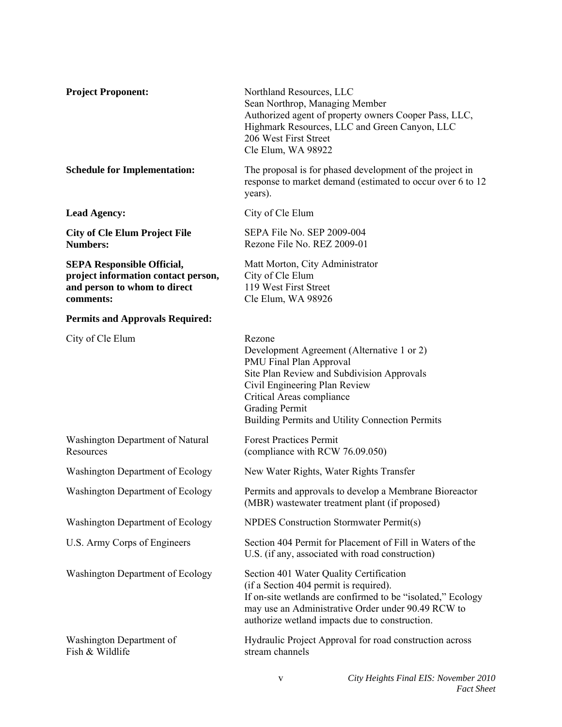**Project Proponent:** Northland Resources, LLC
Sean Northrop, Managing Member
Authorized agent of property owners Cooper Pass, LLC, Highmark Resources, LLC and Green Canyon, LLC
206 West First Street
Cle Elum, WA 98922

**Schedule for Implementation:** The proposal is for phased development of the project in response to market demand (estimated to occur over 6 to 12 years).

**Lead Agency:** City of Cle Elum

**City of Cle Elum Project File Numbers:** SEPA File No. SEP 2009-004
Rezone File No. REZ 2009-01

**SEPA Responsible Official, project information contact person, and person to whom to direct comments:** Matt Morton, City Administrator
City of Cle Elum
119 West First Street
Cle Elum, WA 98926

**Permits and Approvals Required:**

| | |
|---|---|
| City of Cle Elum | Rezone<br>Development Agreement (Alternative 1 or 2)<br>PMU Final Plan Approval<br>Site Plan Review and Subdivision Approvals<br>Civil Engineering Plan Review<br>Critical Areas compliance<br>Grading Permit<br>Building Permits and Utility Connection Permits |
| Washington Department of Natural Resources | Forest Practices Permit<br>(compliance with RCW 76.09.050) |
| Washington Department of Ecology | New Water Rights, Water Rights Transfer |
| Washington Department of Ecology | Permits and approvals to develop a Membrane Bioreactor (MBR) wastewater treatment plant (if proposed) |
| Washington Department of Ecology | NPDES Construction Stormwater Permit(s) |
| U.S. Army Corps of Engineers | Section 404 Permit for Placement of Fill in Waters of the U.S. (if any, associated with road construction) |
| Washington Department of Ecology | Section 401 Water Quality Certification (if a Section 404 permit is required).<br>If on-site wetlands are confirmed to be "isolated," Ecology may use an Administrative Order under 90.49 RCW to authorize wetland impacts due to construction. |
| Washington Department of Fish & Wildlife | Hydraulic Project Approval for road construction across stream channels |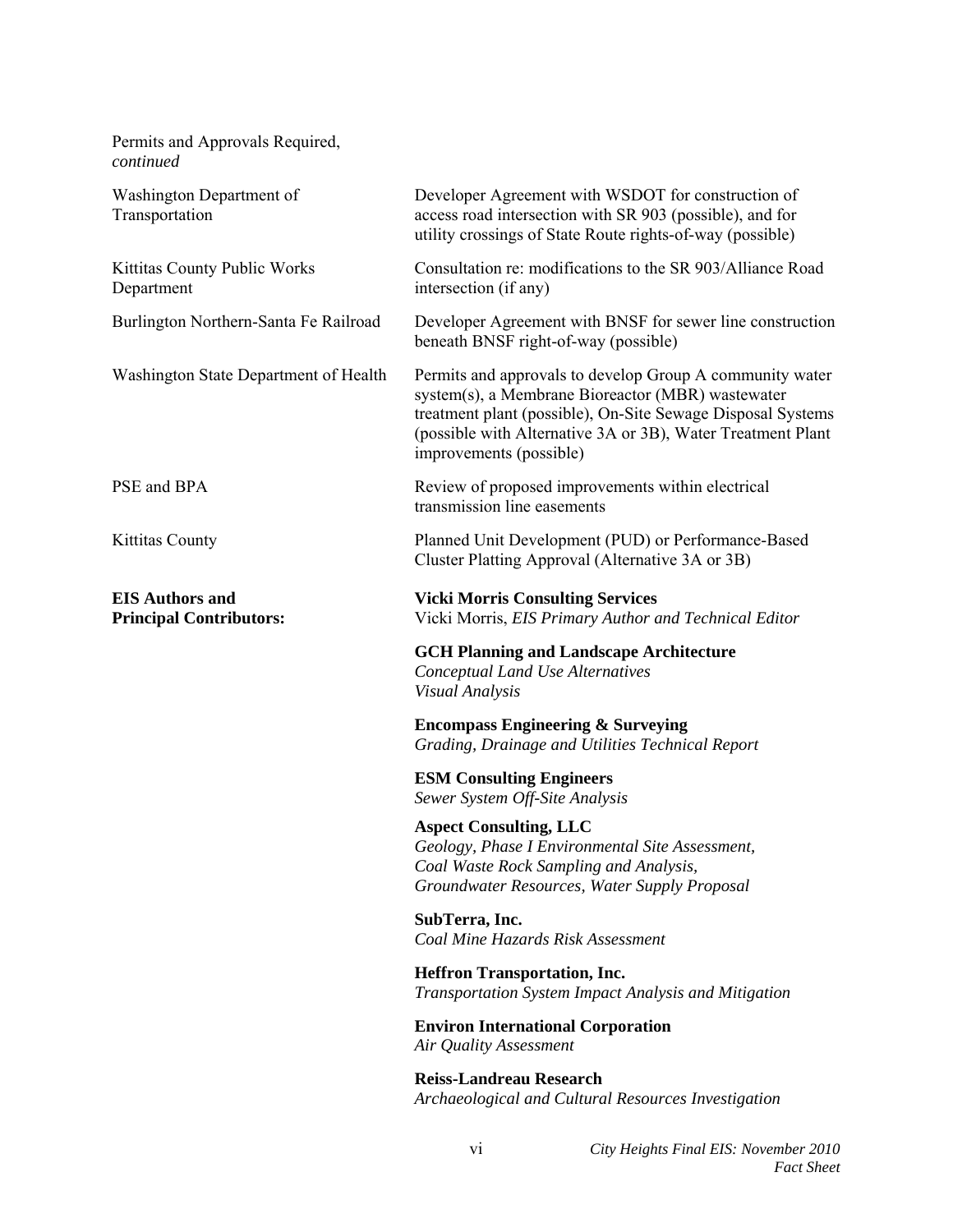Permits and Approvals Required, *continued*

| | |
|---|---|
| Washington Department of Transportation | Developer Agreement with WSDOT for construction of access road intersection with SR 903 (possible), and for utility crossings of State Route rights-of-way (possible) |
| Kittitas County Public Works Department | Consultation re: modifications to the SR 903/Alliance Road intersection (if any) |
| Burlington Northern-Santa Fe Railroad | Developer Agreement with BNSF for sewer line construction beneath BNSF right-of-way (possible) |
| Washington State Department of Health | Permits and approvals to develop Group A community water system(s), a Membrane Bioreactor (MBR) wastewater treatment plant (possible), On-Site Sewage Disposal Systems (possible with Alternative 3A or 3B), Water Treatment Plant improvements (possible) |
| PSE and BPA | Review of proposed improvements within electrical transmission line easements |
| Kittitas County | Planned Unit Development (PUD) or Performance-Based Cluster Platting Approval (Alternative 3A or 3B) |

**EIS Authors and Principal Contributors:**

**Vicki Morris Consulting Services**
Vicki Morris, *EIS Primary Author and Technical Editor*

**GCH Planning and Landscape Architecture**
*Conceptual Land Use Alternatives*
*Visual Analysis*

**Encompass Engineering & Surveying**
*Grading, Drainage and Utilities Technical Report*

**ESM Consulting Engineers**
*Sewer System Off-Site Analysis*

**Aspect Consulting, LLC**
*Geology, Phase I Environmental Site Assessment, Coal Waste Rock Sampling and Analysis, Groundwater Resources, Water Supply Proposal*

**SubTerra, Inc.**
*Coal Mine Hazards Risk Assessment*

**Heffron Transportation, Inc.**
*Transportation System Impact Analysis and Mitigation*

**Environ International Corporation**
*Air Quality Assessment*

**Reiss-Landreau Research**
*Archaeological and Cultural Resources Investigation*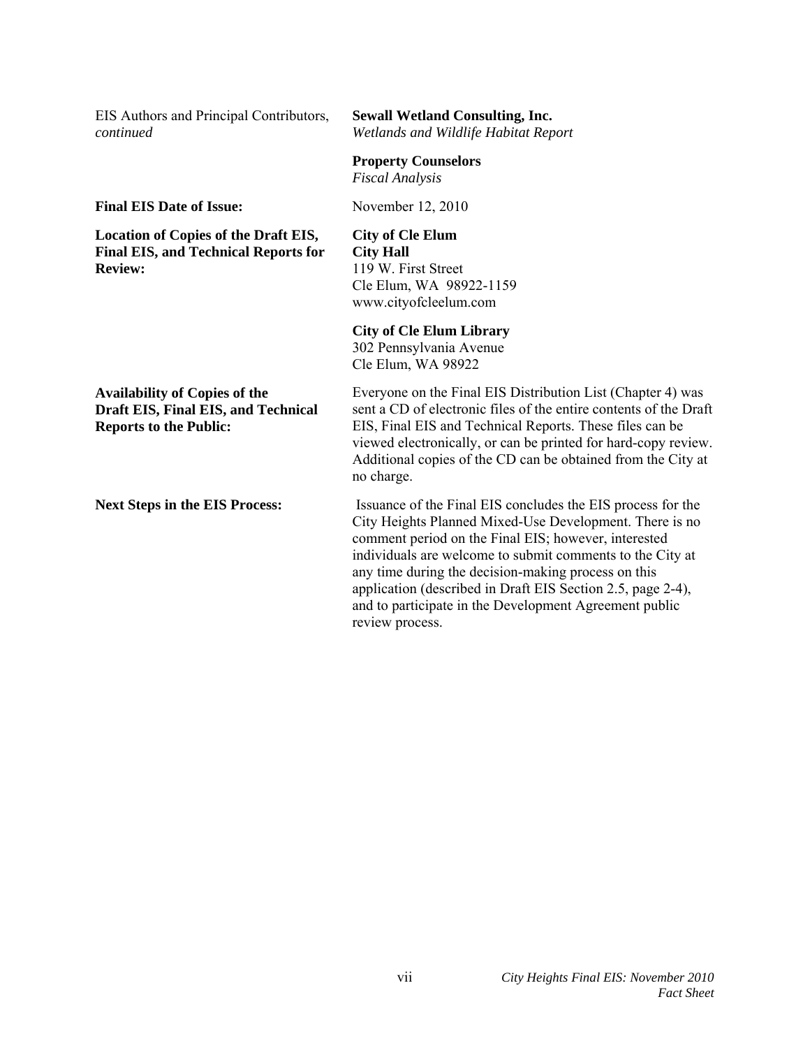EIS Authors and Principal Contributors, *continued*

**Sewall Wetland Consulting, Inc.**
*Wetlands and Wildlife Habitat Report*

**Property Counselors**
*Fiscal Analysis*

**Final EIS Date of Issue:** November 12, 2010

**Location of Copies of the Draft EIS, Final EIS, and Technical Reports for Review:**

**City of Cle Elum**
**City Hall**
119 W. First Street
Cle Elum, WA 98922-1159
www.cityofcleelum.com

**City of Cle Elum Library**
302 Pennsylvania Avenue
Cle Elum, WA 98922

**Availability of Copies of the Draft EIS, Final EIS, and Technical Reports to the Public:**

Everyone on the Final EIS Distribution List (Chapter 4) was sent a CD of electronic files of the entire contents of the Draft EIS, Final EIS and Technical Reports. These files can be viewed electronically, or can be printed for hard-copy review. Additional copies of the CD can be obtained from the City at no charge.

**Next Steps in the EIS Process:**

Issuance of the Final EIS concludes the EIS process for the City Heights Planned Mixed-Use Development. There is no comment period on the Final EIS; however, interested individuals are welcome to submit comments to the City at any time during the decision-making process on this application (described in Draft EIS Section 2.5, page 2-4), and to participate in the Development Agreement public review process.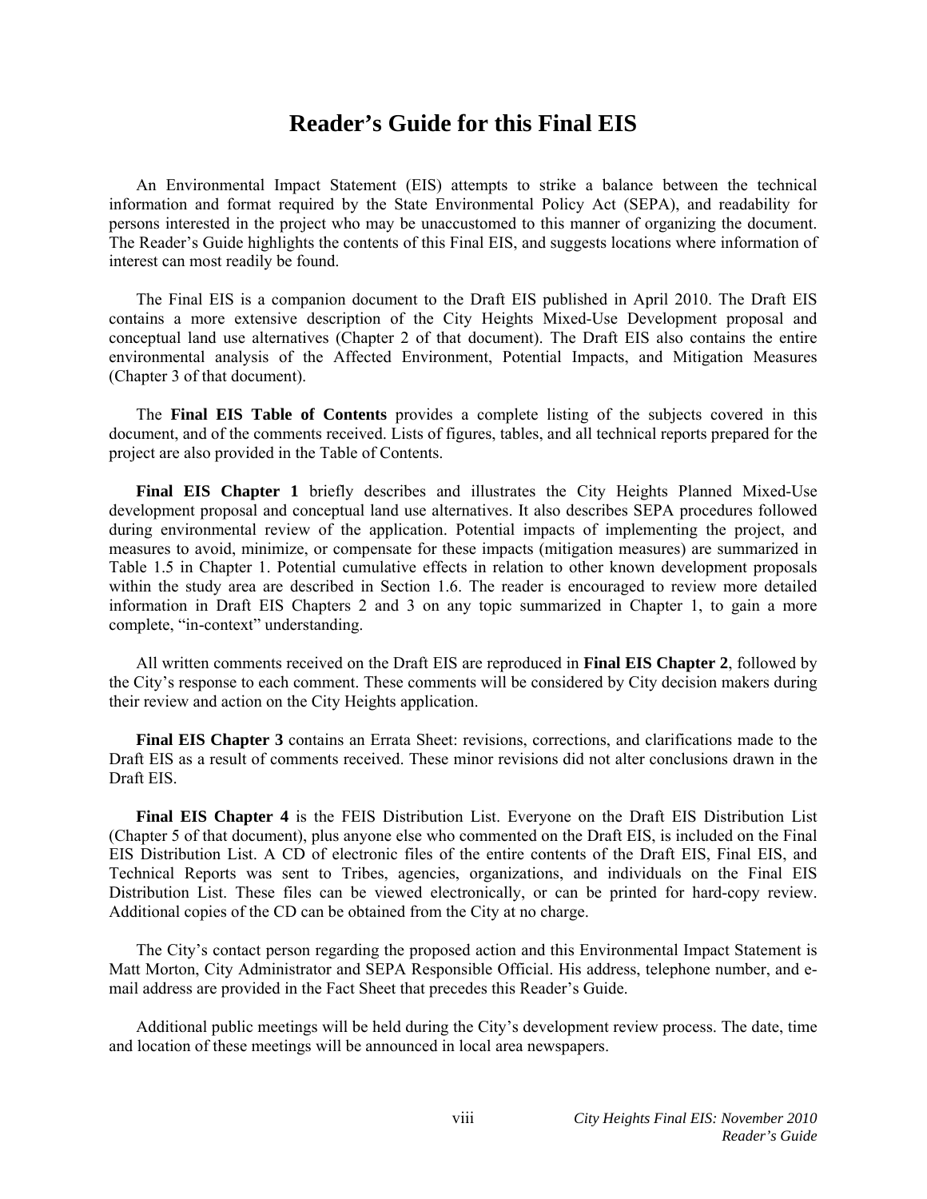# Reader's Guide for this Final EIS

An Environmental Impact Statement (EIS) attempts to strike a balance between the technical information and format required by the State Environmental Policy Act (SEPA), and readability for persons interested in the project who may be unaccustomed to this manner of organizing the document. The Reader's Guide highlights the contents of this Final EIS, and suggests locations where information of interest can most readily be found.

The Final EIS is a companion document to the Draft EIS published in April 2010. The Draft EIS contains a more extensive description of the City Heights Mixed-Use Development proposal and conceptual land use alternatives (Chapter 2 of that document). The Draft EIS also contains the entire environmental analysis of the Affected Environment, Potential Impacts, and Mitigation Measures (Chapter 3 of that document).

The **Final EIS Table of Contents** provides a complete listing of the subjects covered in this document, and of the comments received. Lists of figures, tables, and all technical reports prepared for the project are also provided in the Table of Contents.

**Final EIS Chapter 1** briefly describes and illustrates the City Heights Planned Mixed-Use development proposal and conceptual land use alternatives. It also describes SEPA procedures followed during environmental review of the application. Potential impacts of implementing the project, and measures to avoid, minimize, or compensate for these impacts (mitigation measures) are summarized in Table 1.5 in Chapter 1. Potential cumulative effects in relation to other known development proposals within the study area are described in Section 1.6. The reader is encouraged to review more detailed information in Draft EIS Chapters 2 and 3 on any topic summarized in Chapter 1, to gain a more complete, "in-context" understanding.

All written comments received on the Draft EIS are reproduced in **Final EIS Chapter 2**, followed by the City's response to each comment. These comments will be considered by City decision makers during their review and action on the City Heights application.

**Final EIS Chapter 3** contains an Errata Sheet: revisions, corrections, and clarifications made to the Draft EIS as a result of comments received. These minor revisions did not alter conclusions drawn in the Draft EIS.

**Final EIS Chapter 4** is the FEIS Distribution List. Everyone on the Draft EIS Distribution List (Chapter 5 of that document), plus anyone else who commented on the Draft EIS, is included on the Final EIS Distribution List. A CD of electronic files of the entire contents of the Draft EIS, Final EIS, and Technical Reports was sent to Tribes, agencies, organizations, and individuals on the Final EIS Distribution List. These files can be viewed electronically, or can be printed for hard-copy review. Additional copies of the CD can be obtained from the City at no charge.

The City's contact person regarding the proposed action and this Environmental Impact Statement is Matt Morton, City Administrator and SEPA Responsible Official. His address, telephone number, and e-mail address are provided in the Fact Sheet that precedes this Reader's Guide.

Additional public meetings will be held during the City's development review process. The date, time and location of these meetings will be announced in local area newspapers.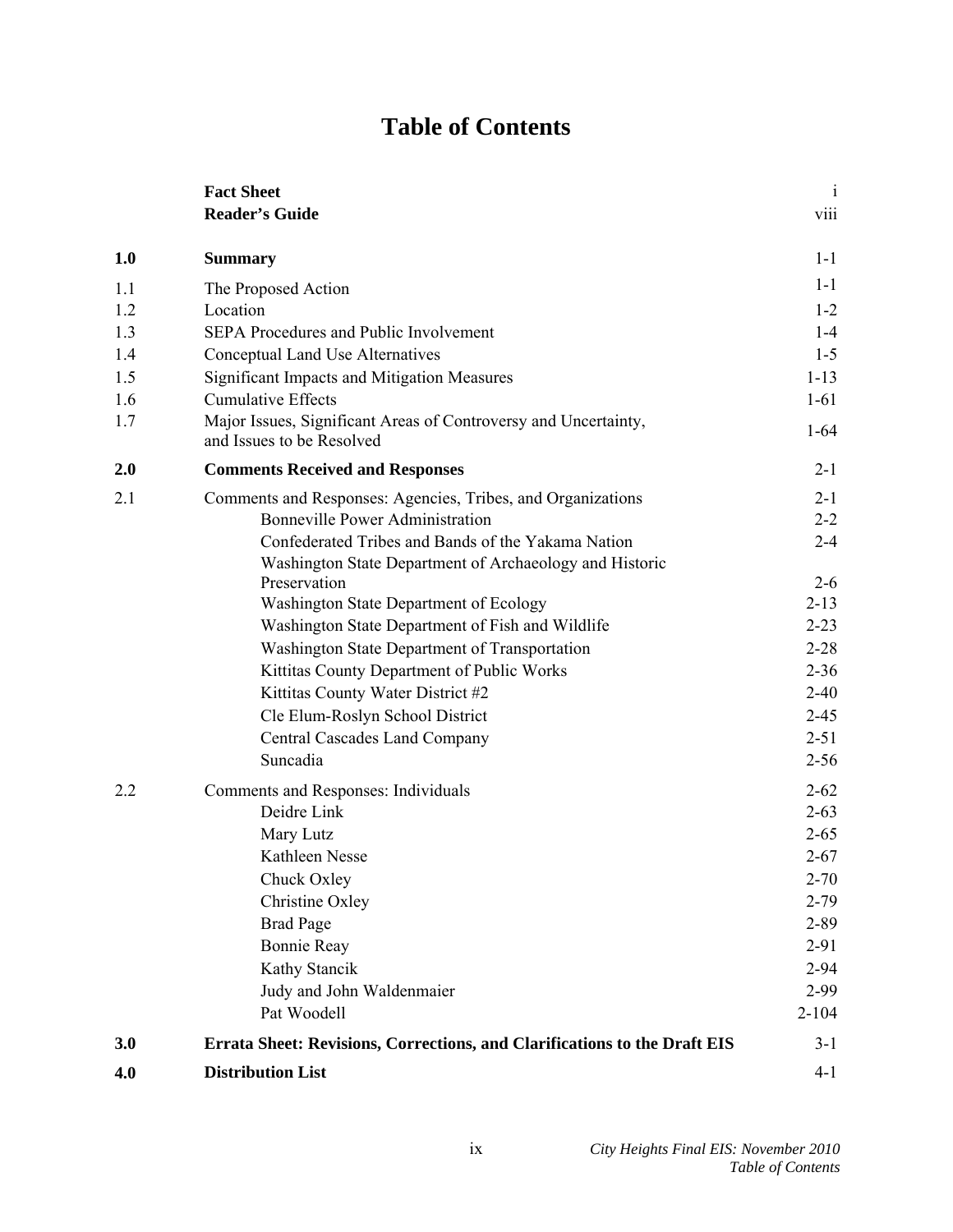# Table of Contents

| | | |
|---|---|---|
| | **Fact Sheet** | i |
| | **Reader's Guide** | viii |
| **1.0** | **Summary** | 1-1 |
| 1.1 | The Proposed Action | 1-1 |
| 1.2 | Location | 1-2 |
| 1.3 | SEPA Procedures and Public Involvement | 1-4 |
| 1.4 | Conceptual Land Use Alternatives | 1-5 |
| 1.5 | Significant Impacts and Mitigation Measures | 1-13 |
| 1.6 | Cumulative Effects | 1-61 |
| 1.7 | Major Issues, Significant Areas of Controversy and Uncertainty, and Issues to be Resolved | 1-64 |
| **2.0** | **Comments Received and Responses** | 2-1 |
| 2.1 | Comments and Responses: Agencies, Tribes, and Organizations | 2-1 |
| | Bonneville Power Administration | 2-2 |
| | Confederated Tribes and Bands of the Yakama Nation | 2-4 |
| | Washington State Department of Archaeology and Historic Preservation | 2-6 |
| | Washington State Department of Ecology | 2-13 |
| | Washington State Department of Fish and Wildlife | 2-23 |
| | Washington State Department of Transportation | 2-28 |
| | Kittitas County Department of Public Works | 2-36 |
| | Kittitas County Water District #2 | 2-40 |
| | Cle Elum-Roslyn School District | 2-45 |
| | Central Cascades Land Company | 2-51 |
| | Suncadia | 2-56 |
| 2.2 | Comments and Responses: Individuals | 2-62 |
| | Deidre Link | 2-63 |
| | Mary Lutz | 2-65 |
| | Kathleen Nesse | 2-67 |
| | Chuck Oxley | 2-70 |
| | Christine Oxley | 2-79 |
| | Brad Page | 2-89 |
| | Bonnie Reay | 2-91 |
| | Kathy Stancik | 2-94 |
| | Judy and John Waldenmaier | 2-99 |
| | Pat Woodell | 2-104 |
| **3.0** | **Errata Sheet: Revisions, Corrections, and Clarifications to the Draft EIS** | 3-1 |
| **4.0** | **Distribution List** | 4-1 |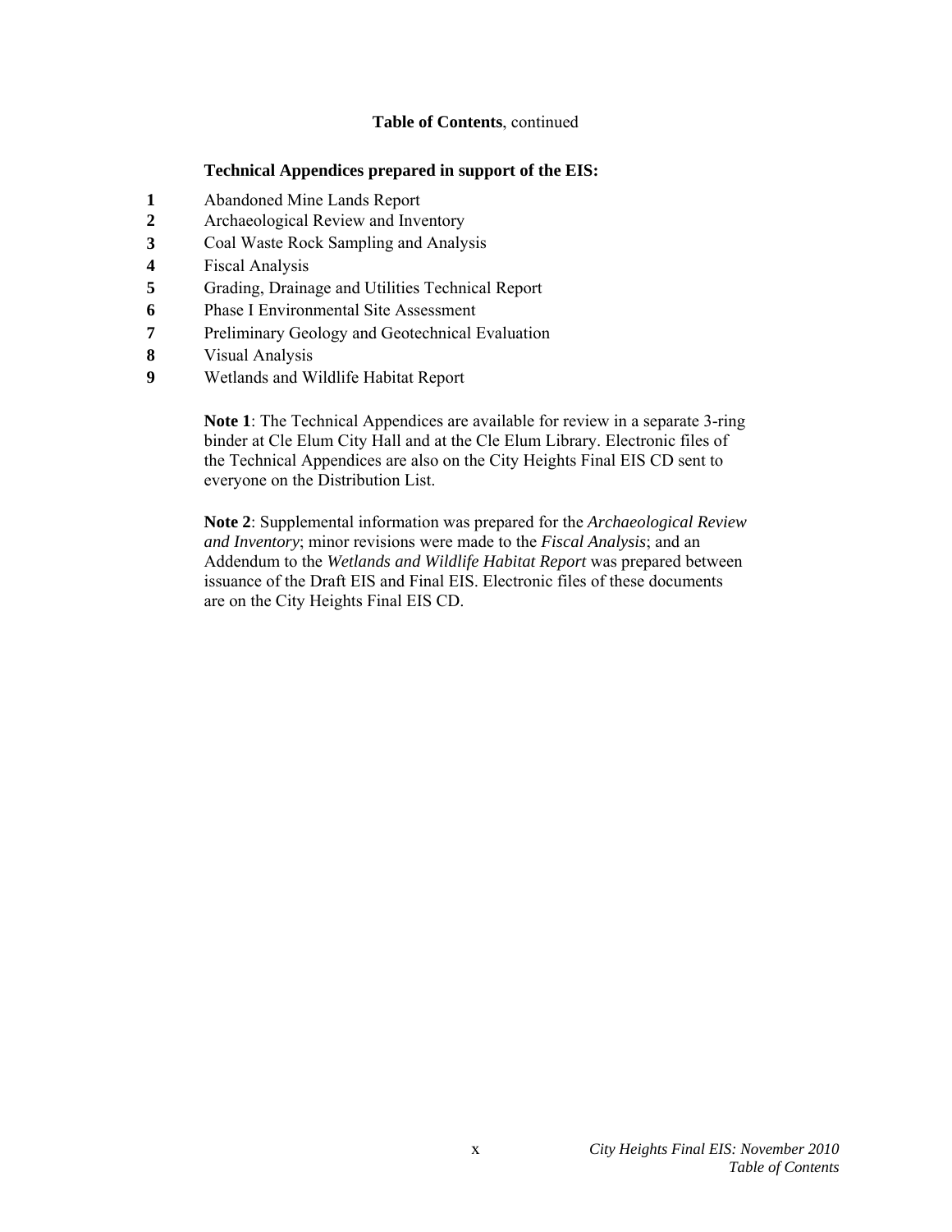**Table of Contents**, continued

**Technical Appendices prepared in support of the EIS:**

**1** Abandoned Mine Lands Report
**2** Archaeological Review and Inventory
**3** Coal Waste Rock Sampling and Analysis
**4** Fiscal Analysis
**5** Grading, Drainage and Utilities Technical Report
**6** Phase I Environmental Site Assessment
**7** Preliminary Geology and Geotechnical Evaluation
**8** Visual Analysis
**9** Wetlands and Wildlife Habitat Report

**Note 1**: The Technical Appendices are available for review in a separate 3-ring binder at Cle Elum City Hall and at the Cle Elum Library. Electronic files of the Technical Appendices are also on the City Heights Final EIS CD sent to everyone on the Distribution List.

**Note 2**: Supplemental information was prepared for the *Archaeological Review and Inventory*; minor revisions were made to the *Fiscal Analysis*; and an Addendum to the *Wetlands and Wildlife Habitat Report* was prepared between issuance of the Draft EIS and Final EIS. Electronic files of these documents are on the City Heights Final EIS CD.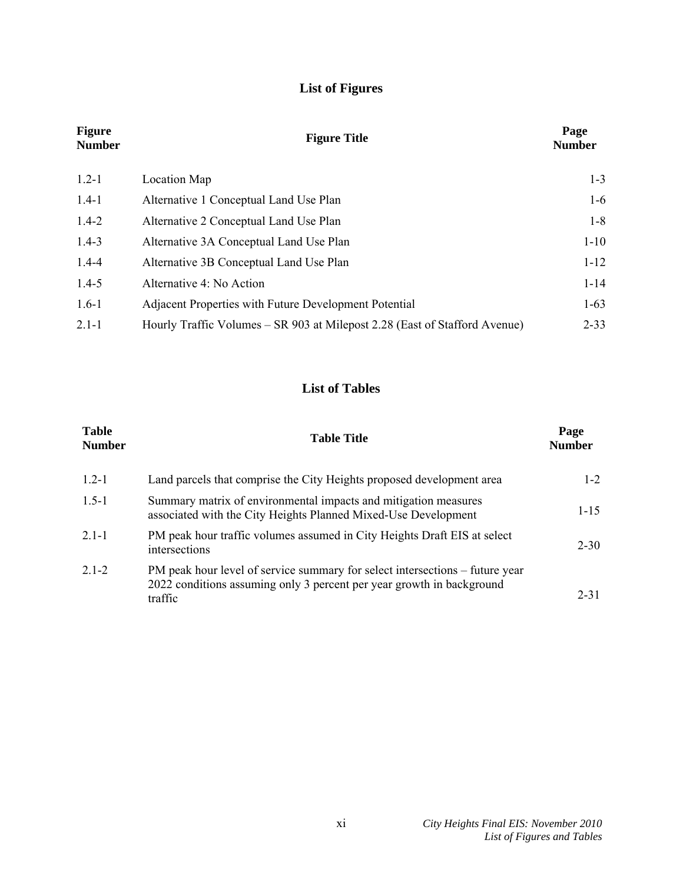## List of Figures

| Figure Number | Figure Title | Page Number |
|---|---|---|
| 1.2-1 | Location Map | 1-3 |
| 1.4-1 | Alternative 1 Conceptual Land Use Plan | 1-6 |
| 1.4-2 | Alternative 2 Conceptual Land Use Plan | 1-8 |
| 1.4-3 | Alternative 3A Conceptual Land Use Plan | 1-10 |
| 1.4-4 | Alternative 3B Conceptual Land Use Plan | 1-12 |
| 1.4-5 | Alternative 4: No Action | 1-14 |
| 1.6-1 | Adjacent Properties with Future Development Potential | 1-63 |
| 2.1-1 | Hourly Traffic Volumes – SR 903 at Milepost 2.28 (East of Stafford Avenue) | 2-33 |

## List of Tables

| Table Number | Table Title | Page Number |
|---|---|---|
| 1.2-1 | Land parcels that comprise the City Heights proposed development area | 1-2 |
| 1.5-1 | Summary matrix of environmental impacts and mitigation measures associated with the City Heights Planned Mixed-Use Development | 1-15 |
| 2.1-1 | PM peak hour traffic volumes assumed in City Heights Draft EIS at select intersections | 2-30 |
| 2.1-2 | PM peak hour level of service summary for select intersections – future year 2022 conditions assuming only 3 percent per year growth in background traffic | 2-31 |